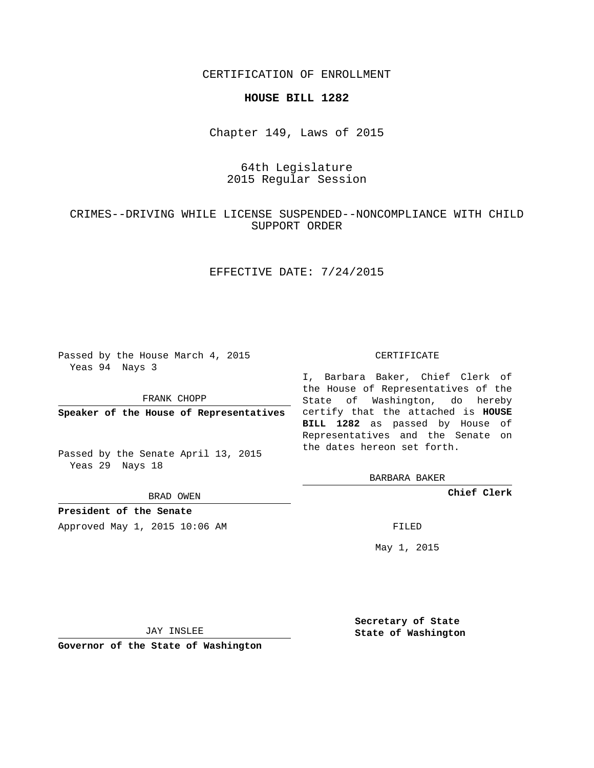CERTIFICATION OF ENROLLMENT

# HOUSE BILL 1282

Chapter 149, Laws of 2015

64th Legislature
2015 Regular Session

CRIMES--DRIVING WHILE LICENSE SUSPENDED--NONCOMPLIANCE WITH CHILD SUPPORT ORDER

EFFECTIVE DATE: 7/24/2015

Passed by the House March 4, 2015
Yeas 94 Nays 3

FRANK CHOPP

**Speaker of the House of Representatives**

Passed by the Senate April 13, 2015
Yeas 29 Nays 18

BRAD OWEN

**President of the Senate**

Approved May 1, 2015 10:06 AM

JAY INSLEE

**Governor of the State of Washington**

CERTIFICATE

I, Barbara Baker, Chief Clerk of the House of Representatives of the State of Washington, do hereby certify that the attached is **HOUSE BILL 1282** as passed by House of Representatives and the Senate on the dates hereon set forth.

BARBARA BAKER

**Chief Clerk**

FILED

May 1, 2015

**Secretary of State**
**State of Washington**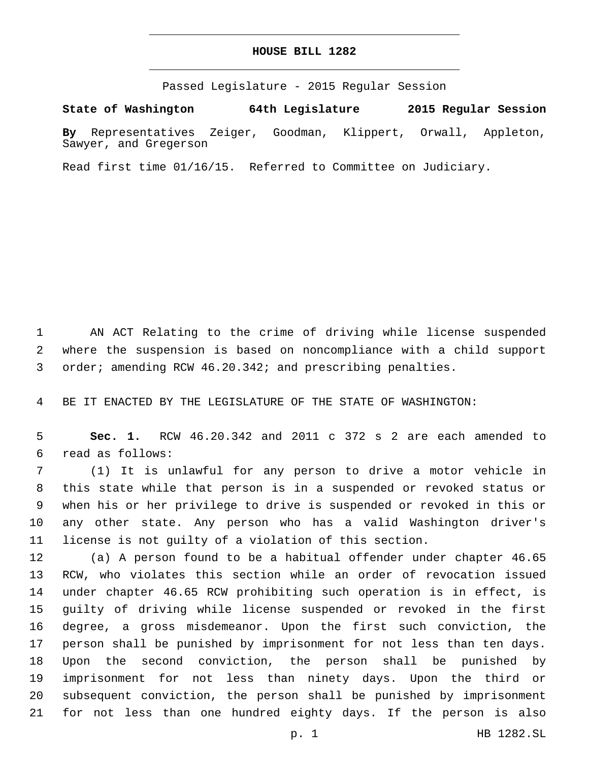# HOUSE BILL 1282

Passed Legislature - 2015 Regular Session

**State of Washington 64th Legislature 2015 Regular Session**

**By** Representatives Zeiger, Goodman, Klippert, Orwall, Appleton, Sawyer, and Gregerson

Read first time 01/16/15. Referred to Committee on Judiciary.

AN ACT Relating to the crime of driving while license suspended where the suspension is based on noncompliance with a child support order; amending RCW 46.20.342; and prescribing penalties.

BE IT ENACTED BY THE LEGISLATURE OF THE STATE OF WASHINGTON:

**Sec. 1.** RCW 46.20.342 and 2011 c 372 s 2 are each amended to read as follows:

(1) It is unlawful for any person to drive a motor vehicle in this state while that person is in a suspended or revoked status or when his or her privilege to drive is suspended or revoked in this or any other state. Any person who has a valid Washington driver's license is not guilty of a violation of this section.

(a) A person found to be a habitual offender under chapter 46.65 RCW, who violates this section while an order of revocation issued under chapter 46.65 RCW prohibiting such operation is in effect, is guilty of driving while license suspended or revoked in the first degree, a gross misdemeanor. Upon the first such conviction, the person shall be punished by imprisonment for not less than ten days. Upon the second conviction, the person shall be punished by imprisonment for not less than ninety days. Upon the third or subsequent conviction, the person shall be punished by imprisonment for not less than one hundred eighty days. If the person is also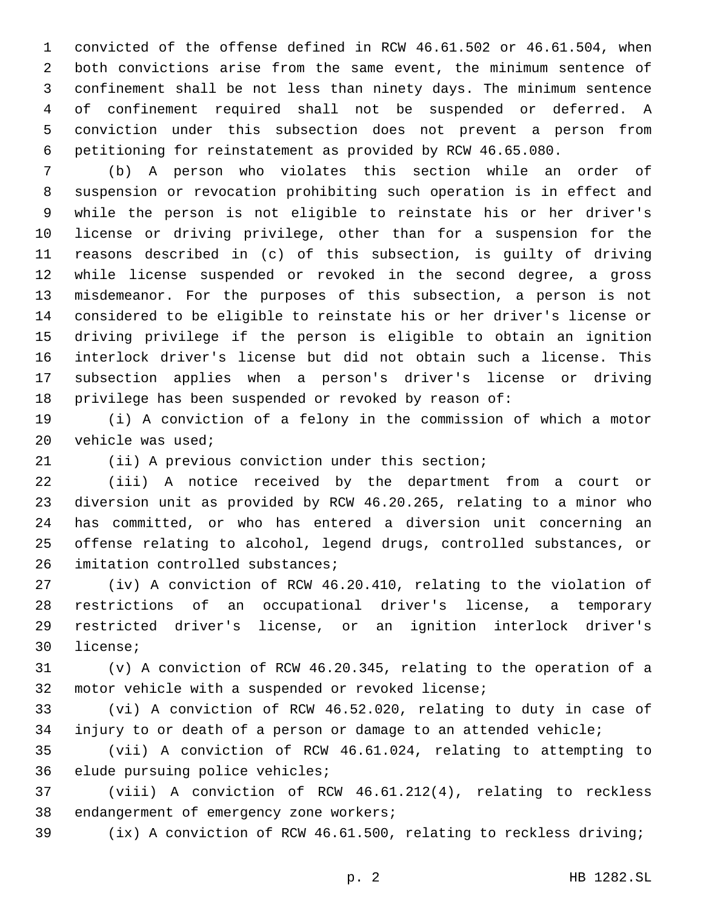convicted of the offense defined in RCW 46.61.502 or 46.61.504, when both convictions arise from the same event, the minimum sentence of confinement shall be not less than ninety days. The minimum sentence of confinement required shall not be suspended or deferred. A conviction under this subsection does not prevent a person from petitioning for reinstatement as provided by RCW 46.65.080.

(b) A person who violates this section while an order of suspension or revocation prohibiting such operation is in effect and while the person is not eligible to reinstate his or her driver's license or driving privilege, other than for a suspension for the reasons described in (c) of this subsection, is guilty of driving while license suspended or revoked in the second degree, a gross misdemeanor. For the purposes of this subsection, a person is not considered to be eligible to reinstate his or her driver's license or driving privilege if the person is eligible to obtain an ignition interlock driver's license but did not obtain such a license. This subsection applies when a person's driver's license or driving privilege has been suspended or revoked by reason of:

(i) A conviction of a felony in the commission of which a motor vehicle was used;

(ii) A previous conviction under this section;

(iii) A notice received by the department from a court or diversion unit as provided by RCW 46.20.265, relating to a minor who has committed, or who has entered a diversion unit concerning an offense relating to alcohol, legend drugs, controlled substances, or imitation controlled substances;

(iv) A conviction of RCW 46.20.410, relating to the violation of restrictions of an occupational driver's license, a temporary restricted driver's license, or an ignition interlock driver's license;

(v) A conviction of RCW 46.20.345, relating to the operation of a motor vehicle with a suspended or revoked license;

(vi) A conviction of RCW 46.52.020, relating to duty in case of injury to or death of a person or damage to an attended vehicle;

(vii) A conviction of RCW 46.61.024, relating to attempting to elude pursuing police vehicles;

(viii) A conviction of RCW 46.61.212(4), relating to reckless endangerment of emergency zone workers;

(ix) A conviction of RCW 46.61.500, relating to reckless driving;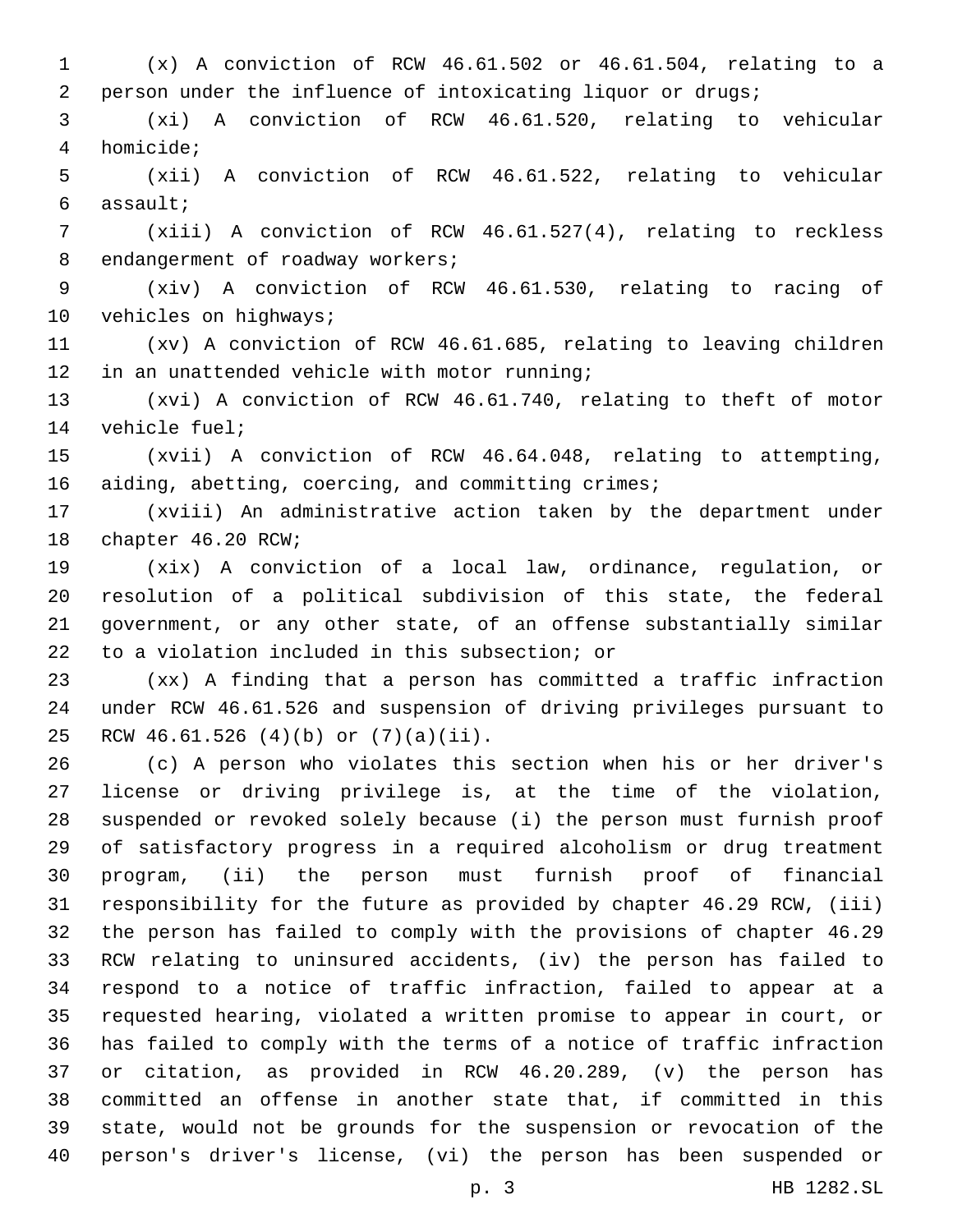(x) A conviction of RCW 46.61.502 or 46.61.504, relating to a person under the influence of intoxicating liquor or drugs;

(xi) A conviction of RCW 46.61.520, relating to vehicular homicide;

(xii) A conviction of RCW 46.61.522, relating to vehicular assault;

(xiii) A conviction of RCW 46.61.527(4), relating to reckless endangerment of roadway workers;

(xiv) A conviction of RCW 46.61.530, relating to racing of vehicles on highways;

(xv) A conviction of RCW 46.61.685, relating to leaving children in an unattended vehicle with motor running;

(xvi) A conviction of RCW 46.61.740, relating to theft of motor vehicle fuel;

(xvii) A conviction of RCW 46.64.048, relating to attempting, aiding, abetting, coercing, and committing crimes;

(xviii) An administrative action taken by the department under chapter 46.20 RCW;

(xix) A conviction of a local law, ordinance, regulation, or resolution of a political subdivision of this state, the federal government, or any other state, of an offense substantially similar to a violation included in this subsection; or

(xx) A finding that a person has committed a traffic infraction under RCW 46.61.526 and suspension of driving privileges pursuant to RCW 46.61.526 (4)(b) or (7)(a)(ii).

(c) A person who violates this section when his or her driver's license or driving privilege is, at the time of the violation, suspended or revoked solely because (i) the person must furnish proof of satisfactory progress in a required alcoholism or drug treatment program, (ii) the person must furnish proof of financial responsibility for the future as provided by chapter 46.29 RCW, (iii) the person has failed to comply with the provisions of chapter 46.29 RCW relating to uninsured accidents, (iv) the person has failed to respond to a notice of traffic infraction, failed to appear at a requested hearing, violated a written promise to appear in court, or has failed to comply with the terms of a notice of traffic infraction or citation, as provided in RCW 46.20.289, (v) the person has committed an offense in another state that, if committed in this state, would not be grounds for the suspension or revocation of the person's driver's license, (vi) the person has been suspended or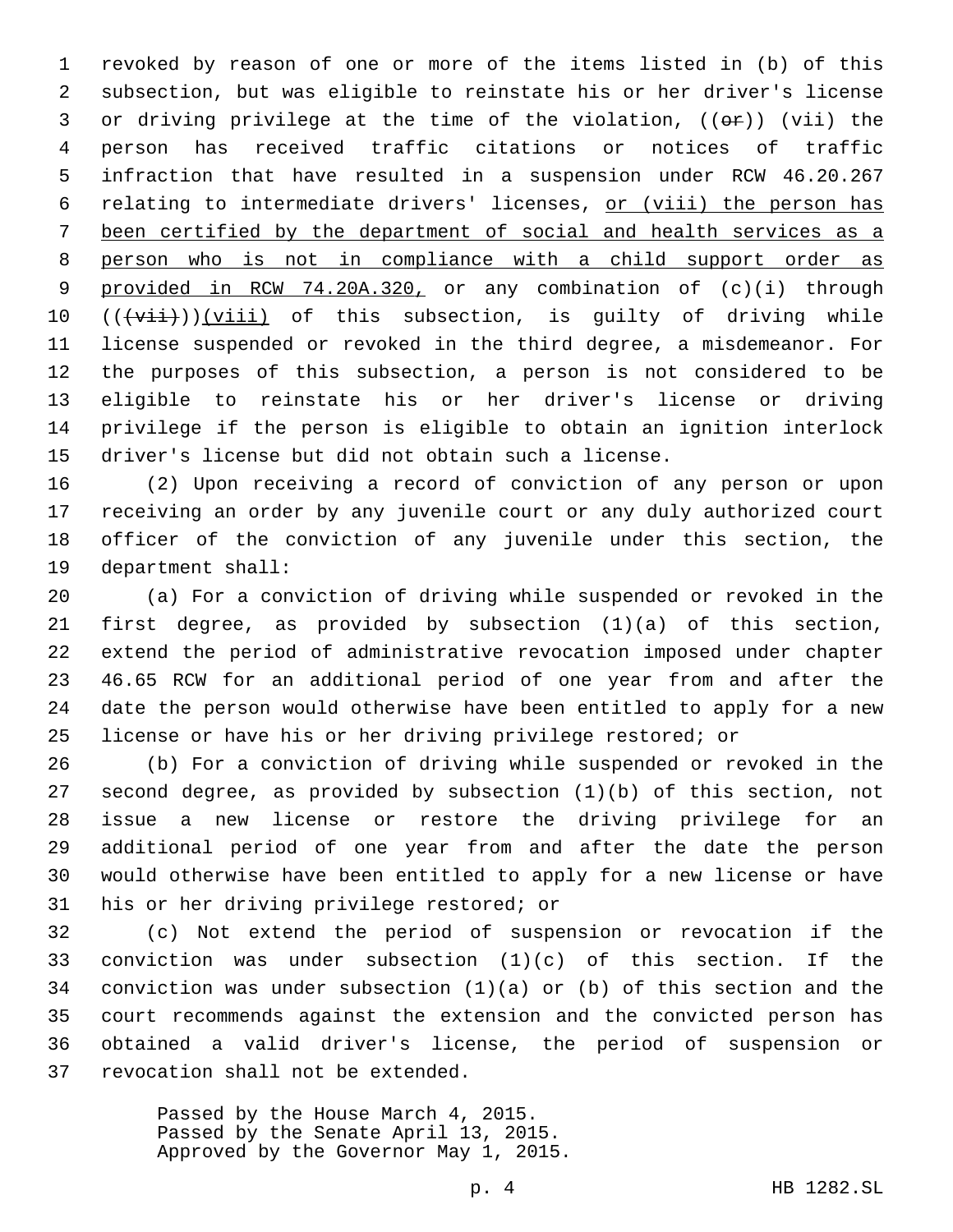revoked by reason of one or more of the items listed in (b) of this subsection, but was eligible to reinstate his or her driver's license or driving privilege at the time of the violation, ((~~or~~)) (vii) the person has received traffic citations or notices of traffic infraction that have resulted in a suspension under RCW 46.20.267 relating to intermediate drivers' licenses, <u>or (viii) the person has been certified by the department of social and health services as a person who is not in compliance with a child support order as provided in RCW 74.20A.320,</u> or any combination of (c)(i) through ((~~(vii)~~))<u>(viii)</u> of this subsection, is guilty of driving while license suspended or revoked in the third degree, a misdemeanor. For the purposes of this subsection, a person is not considered to be eligible to reinstate his or her driver's license or driving privilege if the person is eligible to obtain an ignition interlock driver's license but did not obtain such a license.

(2) Upon receiving a record of conviction of any person or upon receiving an order by any juvenile court or any duly authorized court officer of the conviction of any juvenile under this section, the department shall:

(a) For a conviction of driving while suspended or revoked in the first degree, as provided by subsection (1)(a) of this section, extend the period of administrative revocation imposed under chapter 46.65 RCW for an additional period of one year from and after the date the person would otherwise have been entitled to apply for a new license or have his or her driving privilege restored; or

(b) For a conviction of driving while suspended or revoked in the second degree, as provided by subsection (1)(b) of this section, not issue a new license or restore the driving privilege for an additional period of one year from and after the date the person would otherwise have been entitled to apply for a new license or have his or her driving privilege restored; or

(c) Not extend the period of suspension or revocation if the conviction was under subsection (1)(c) of this section. If the conviction was under subsection (1)(a) or (b) of this section and the court recommends against the extension and the convicted person has obtained a valid driver's license, the period of suspension or revocation shall not be extended.

Passed by the House March 4, 2015.
Passed by the Senate April 13, 2015.
Approved by the Governor May 1, 2015.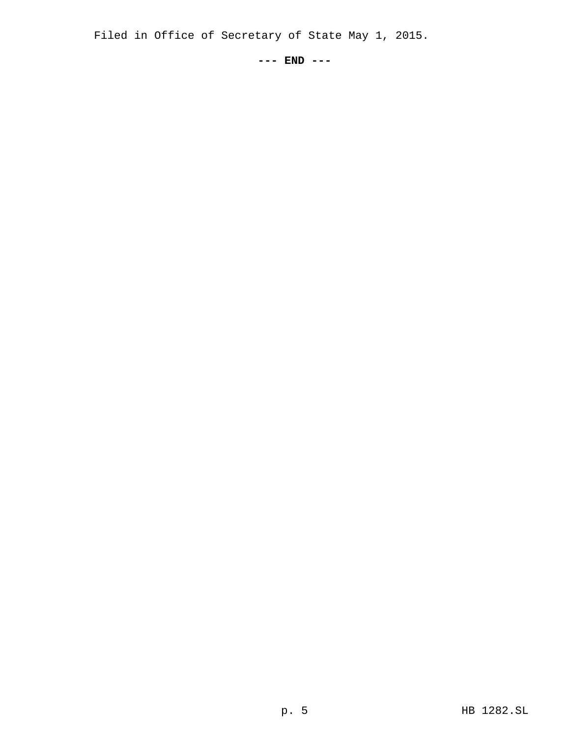Filed in Office of Secretary of State May 1, 2015.

**--- END ---**